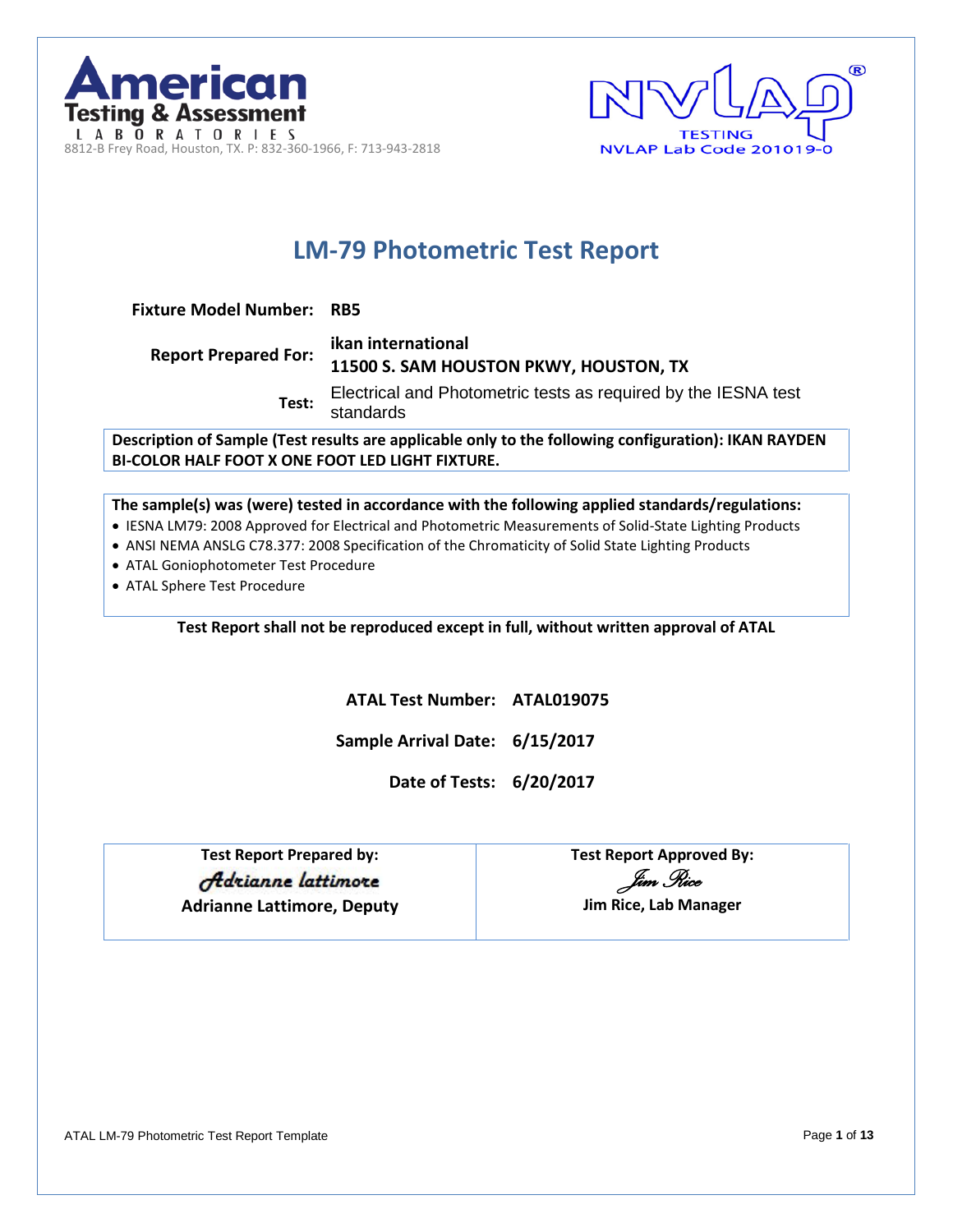**American Testing & Assessment LABORATORIES**

8812-B Frey Road, Houston, TX. P: 832-360-1966, F: 713-943-2818

NVLAP® TESTING
NVLAP Lab Code 201019-0

# LM-79 Photometric Test Report

**Fixture Model Number:** **RB5**

**Report Prepared For:** **ikan international**
**11500 S. SAM HOUSTON PKWY, HOUSTON, TX**

**Test:** Electrical and Photometric tests as required by the IESNA test standards

**Description of Sample (Test results are applicable only to the following configuration): IKAN RAYDEN BI-COLOR HALF FOOT X ONE FOOT LED LIGHT FIXTURE.**

**The sample(s) was (were) tested in accordance with the following applied standards/regulations:**

- IESNA LM79: 2008 Approved for Electrical and Photometric Measurements of Solid-State Lighting Products
- ANSI NEMA ANSLG C78.377: 2008 Specification of the Chromaticity of Solid State Lighting Products
- ATAL Goniophotometer Test Procedure
- ATAL Sphere Test Procedure

**Test Report shall not be reproduced except in full, without written approval of ATAL**

**ATAL Test Number:** **ATAL019075**

**Sample Arrival Date:** **6/15/2017**

**Date of Tests:** **6/20/2017**

| Test Report Prepared by: | Test Report Approved By: |
|---|---|
| *Adrianne lattimore* | *Jim Rice* |
| **Adrianne Lattimore, Deputy** | **Jim Rice, Lab Manager** |

ATAL LM-79 Photometric Test Report Template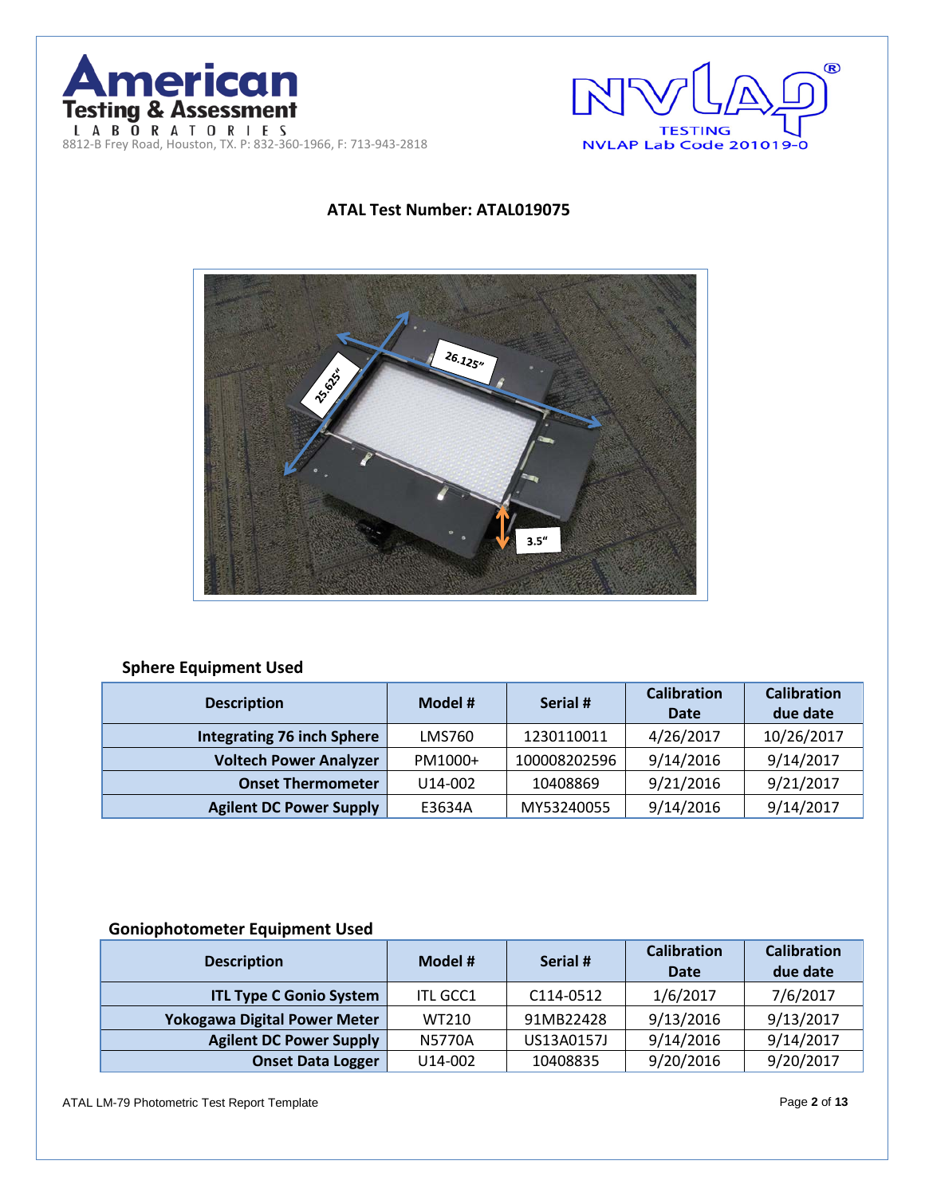American Testing & Assessment LABORATORIES
8812-B Frey Road, Houston, TX. P: 832-360-1966, F: 713-943-2818

NVLAP TESTING
NVLAP Lab Code 201019-0

**ATAL Test Number: ATAL019075**

### Sphere Equipment Used

| Description | Model # | Serial # | Calibration Date | Calibration due date |
|---|---|---|---|---|
| **Integrating 76 inch Sphere** | LMS760 | 1230110011 | 4/26/2017 | 10/26/2017 |
| **Voltech Power Analyzer** | PM1000+ | 100008202596 | 9/14/2016 | 9/14/2017 |
| **Onset Thermometer** | U14-002 | 10408869 | 9/21/2016 | 9/21/2017 |
| **Agilent DC Power Supply** | E3634A | MY53240055 | 9/14/2016 | 9/14/2017 |

### Goniophotometer Equipment Used

| Description | Model # | Serial # | Calibration Date | Calibration due date |
|---|---|---|---|---|
| **ITL Type C Gonio System** | ITL GCC1 | C114-0512 | 1/6/2017 | 7/6/2017 |
| **Yokogawa Digital Power Meter** | WT210 | 91MB22428 | 9/13/2016 | 9/13/2017 |
| **Agilent DC Power Supply** | N5770A | US13A0157J | 9/14/2016 | 9/14/2017 |
| **Onset Data Logger** | U14-002 | 10408835 | 9/20/2016 | 9/20/2017 |

ATAL LM-79 Photometric Test Report Template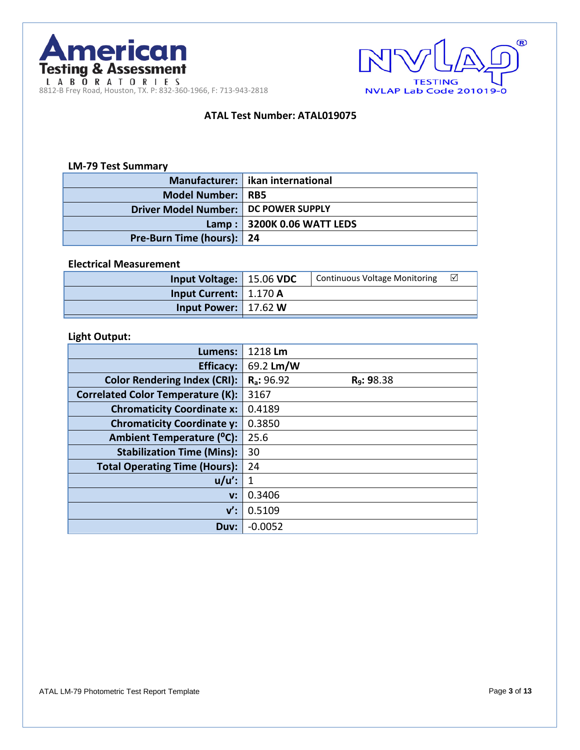**American Testing & Assessment LABORATORIES**
8812-B Frey Road, Houston, TX. P: 832-360-1966, F: 713-943-2818

NVLAP TESTING
NVLAP Lab Code 201019-0

## ATAL Test Number: ATAL019075

### LM-79 Test Summary

| | |
|---|---|
| **Manufacturer:** | **ikan international** |
| **Model Number:** | **RB5** |
| **Driver Model Number:** | **DC POWER SUPPLY** |
| **Lamp :** | **3200K 0.06 WATT LEDS** |
| **Pre-Burn Time (hours):** | **24** |

### Electrical Measurement

| | | |
|---|---|---|
| **Input Voltage:** | 15.06 **VDC** | Continuous Voltage Monitoring ☑ |
| **Input Current:** | 1.170 **A** | |
| **Input Power:** | 17.62 **W** | |

### Light Output:

| | | |
|---|---|---|
| **Lumens:** | 1218 **Lm** | |
| **Efficacy:** | 69.2 **Lm/W** | |
| **Color Rendering Index (CRI):** | $R_a$: 96.92 | $R_9$: 98.38 |
| **Correlated Color Temperature (K):** | 3167 | |
| **Chromaticity Coordinate x:** | 0.4189 | |
| **Chromaticity Coordinate y:** | 0.3850 | |
| **Ambient Temperature (°C):** | 25.6 | |
| **Stabilization Time (Mins):** | 30 | |
| **Total Operating Time (Hours):** | 24 | |
| **u/u':** | 1 | |
| **v:** | 0.3406 | |
| **v':** | 0.5109 | |
| **Duv:** | -0.0052 | |

ATAL LM-79 Photometric Test Report Template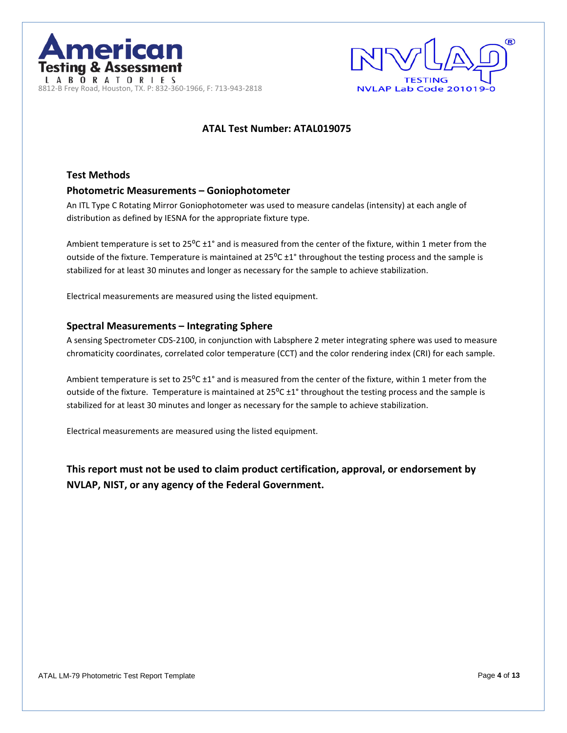**ATAL Test Number: ATAL019075**

### Test Methods

### Photometric Measurements – Goniophotometer

An ITL Type C Rotating Mirror Goniophotometer was used to measure candelas (intensity) at each angle of distribution as defined by IESNA for the appropriate fixture type.

Ambient temperature is set to 25ºC ±1° and is measured from the center of the fixture, within 1 meter from the outside of the fixture. Temperature is maintained at 25ºC ±1° throughout the testing process and the sample is stabilized for at least 30 minutes and longer as necessary for the sample to achieve stabilization.

Electrical measurements are measured using the listed equipment.

### Spectral Measurements – Integrating Sphere

A sensing Spectrometer CDS-2100, in conjunction with Labsphere 2 meter integrating sphere was used to measure chromaticity coordinates, correlated color temperature (CCT) and the color rendering index (CRI) for each sample.

Ambient temperature is set to 25ºC ±1° and is measured from the center of the fixture, within 1 meter from the outside of the fixture. Temperature is maintained at 25ºC ±1° throughout the testing process and the sample is stabilized for at least 30 minutes and longer as necessary for the sample to achieve stabilization.

Electrical measurements are measured using the listed equipment.

**This report must not be used to claim product certification, approval, or endorsement by NVLAP, NIST, or any agency of the Federal Government.**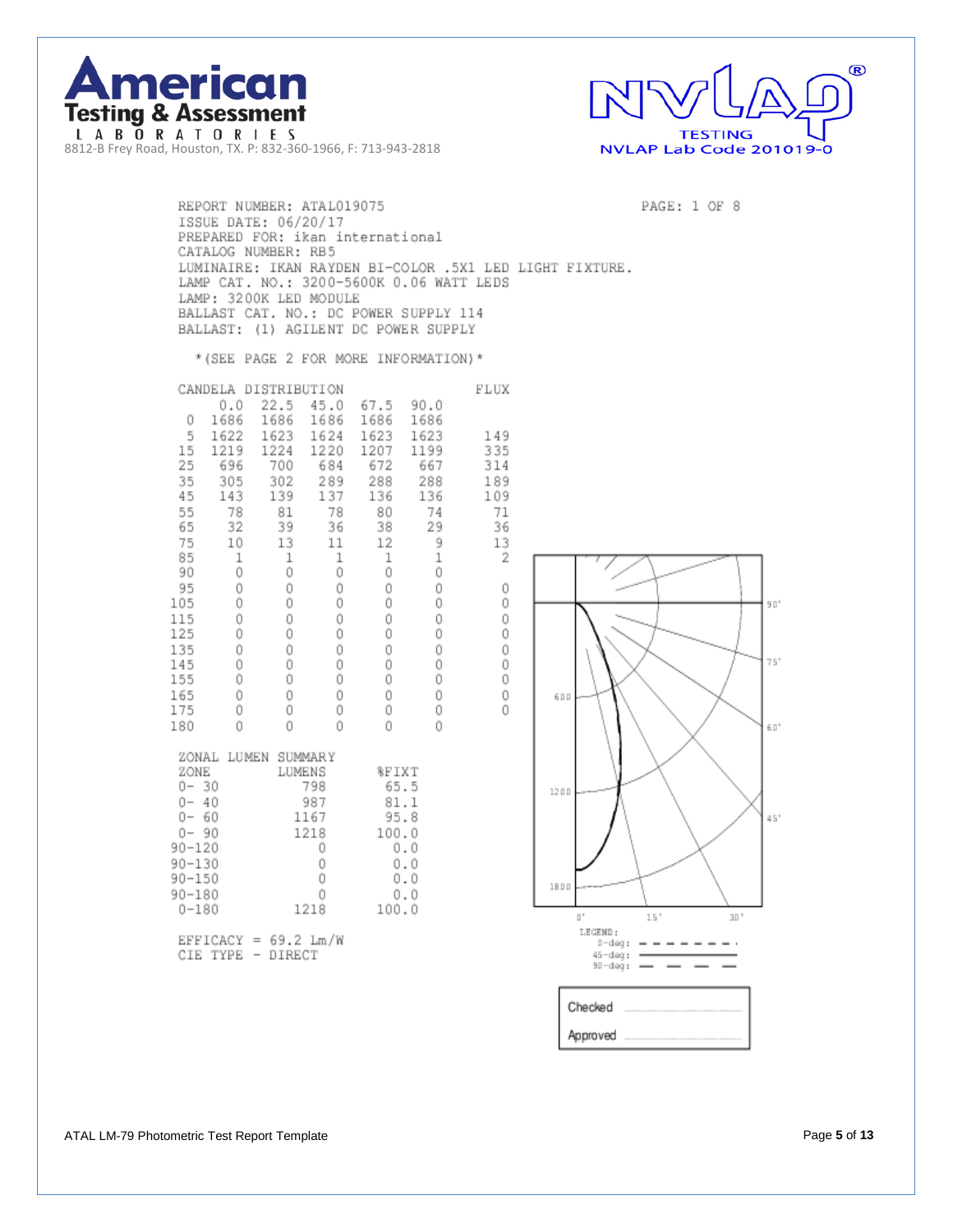**American Testing & Assessment LABORATORIES**
8812-B Frey Road, Houston, TX. P: 832-360-1966, F: 713-943-2818

NVLAP TESTING
NVLAP Lab Code 201019-0

REPORT NUMBER: ATAL019075
PAGE: 1 OF 8
ISSUE DATE: 06/20/17
PREPARED FOR: ikan international
CATALOG NUMBER: RB5
LUMINAIRE: IKAN RAYDEN BI-COLOR .5X1 LED LIGHT FIXTURE.
LAMP CAT. NO.: 3200-5600K 0.06 WATT LEDS
LAMP: 3200K LED MODULE
BALLAST CAT. NO.: DC POWER SUPPLY 114
BALLAST: (1) AGILENT DC POWER SUPPLY

*(SEE PAGE 2 FOR MORE INFORMATION)*

CANDELA DISTRIBUTION

| | 0.0 | 22.5 | 45.0 | 67.5 | 90.0 | FLUX |
|---|---|---|---|---|---|---|
| 0 | 1686 | 1686 | 1686 | 1686 | 1686 | |
| 5 | 1622 | 1623 | 1624 | 1623 | 1623 | 149 |
| 15 | 1219 | 1224 | 1220 | 1207 | 1199 | 335 |
| 25 | 696 | 700 | 684 | 672 | 667 | 314 |
| 35 | 305 | 302 | 289 | 288 | 288 | 189 |
| 45 | 143 | 139 | 137 | 136 | 136 | 109 |
| 55 | 78 | 81 | 78 | 80 | 74 | 71 |
| 65 | 32 | 39 | 36 | 38 | 29 | 36 |
| 75 | 10 | 13 | 11 | 12 | 9 | 13 |
| 85 | 1 | 1 | 1 | 1 | 1 | 2 |
| 90 | 0 | 0 | 0 | 0 | 0 | |
| 95 | 0 | 0 | 0 | 0 | 0 | 0 |
| 105 | 0 | 0 | 0 | 0 | 0 | 0 |
| 115 | 0 | 0 | 0 | 0 | 0 | 0 |
| 125 | 0 | 0 | 0 | 0 | 0 | 0 |
| 135 | 0 | 0 | 0 | 0 | 0 | 0 |
| 145 | 0 | 0 | 0 | 0 | 0 | 0 |
| 155 | 0 | 0 | 0 | 0 | 0 | 0 |
| 165 | 0 | 0 | 0 | 0 | 0 | 0 |
| 175 | 0 | 0 | 0 | 0 | 0 | 0 |
| 180 | 0 | 0 | 0 | 0 | 0 | |

ZONAL LUMEN SUMMARY

| ZONE | LUMENS | %FIXT |
|---|---|---|
| 0- 30 | 798 | 65.5 |
| 0- 40 | 987 | 81.1 |
| 0- 60 | 1167 | 95.8 |
| 0- 90 | 1218 | 100.0 |
| 90-120 | 0 | 0.0 |
| 90-130 | 0 | 0.0 |
| 90-150 | 0 | 0.0 |
| 90-180 | 0 | 0.0 |
| 0-180 | 1218 | 100.0 |

EFFICACY = 69.2 Lm/W
CIE TYPE - DIRECT

90° 75° 60° 45° 600 1200 1800 0° 15° 30°

LEGEND:
0-deg: - - - - - - -
45-deg: ———
90-deg: — — — —

Checked ..........

Approved ..........

ATAL LM-79 Photometric Test Report Template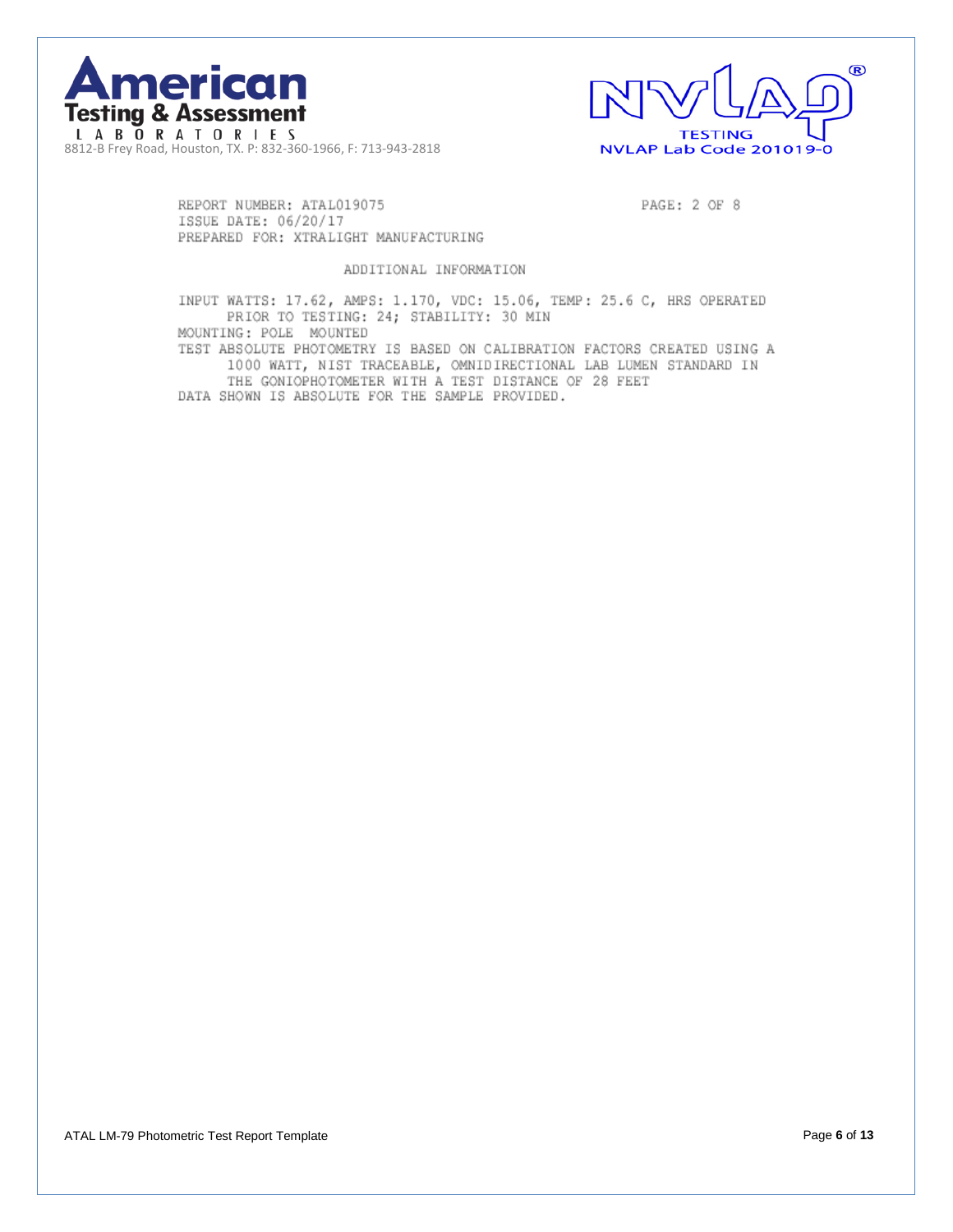**American Testing & Assessment LABORATORIES**
8812-B Frey Road, Houston, TX. P: 832-360-1966, F: 713-943-2818

NVLAP® TESTING
NVLAP Lab Code 201019-0

REPORT NUMBER: ATAL019075
ISSUE DATE: 06/20/17
PREPARED FOR: XTRALIGHT MANUFACTURING

PAGE: 2 OF 8

## ADDITIONAL INFORMATION

INPUT WATTS: 17.62, AMPS: 1.170, VDC: 15.06, TEMP: 25.6 C, HRS OPERATED PRIOR TO TESTING: 24; STABILITY: 30 MIN
MOUNTING: POLE MOUNTED
TEST ABSOLUTE PHOTOMETRY IS BASED ON CALIBRATION FACTORS CREATED USING A 1000 WATT, NIST TRACEABLE, OMNIDIRECTIONAL LAB LUMEN STANDARD IN THE GONIOPHOTOMETER WITH A TEST DISTANCE OF 28 FEET
DATA SHOWN IS ABSOLUTE FOR THE SAMPLE PROVIDED.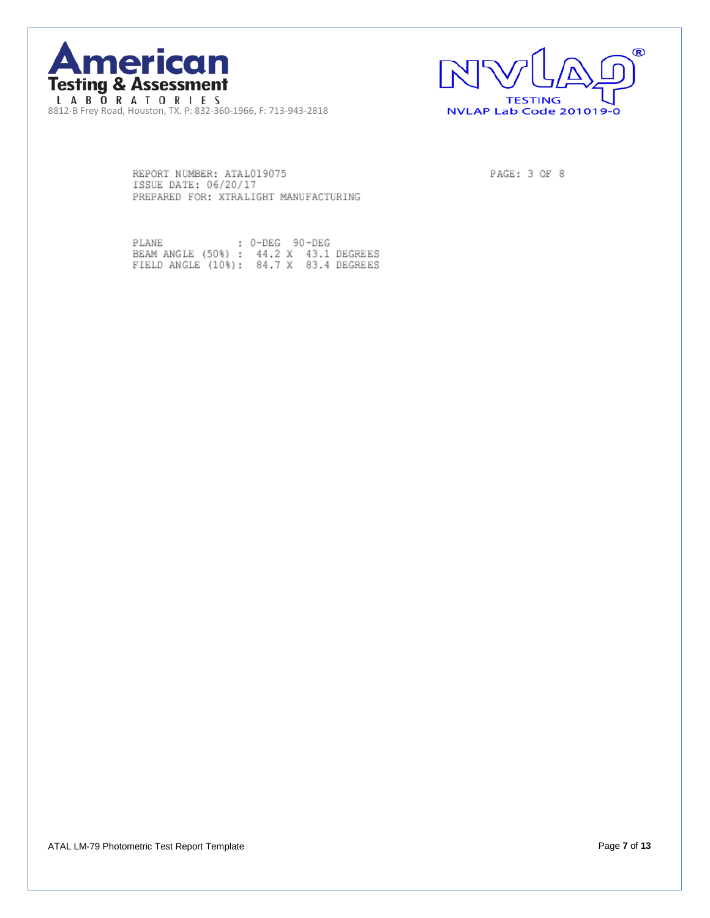**American Testing & Assessment LABORATORIES**
8812-B Frey Road, Houston, TX. P: 832-360-1966, F: 713-943-2818

NVLAP® TESTING
NVLAP Lab Code 201019-0

```
REPORT NUMBER: ATAL019075                                    PAGE: 3 OF 8
ISSUE DATE: 06/20/17
PREPARED FOR: XTRALIGHT MANUFACTURING


PLANE              : 0-DEG  90-DEG
BEAM ANGLE (50%) :  44.2 X  43.1 DEGREES
FIELD ANGLE (10%):  84.7 X  83.4 DEGREES
```

ATAL LM-79 Photometric Test Report Template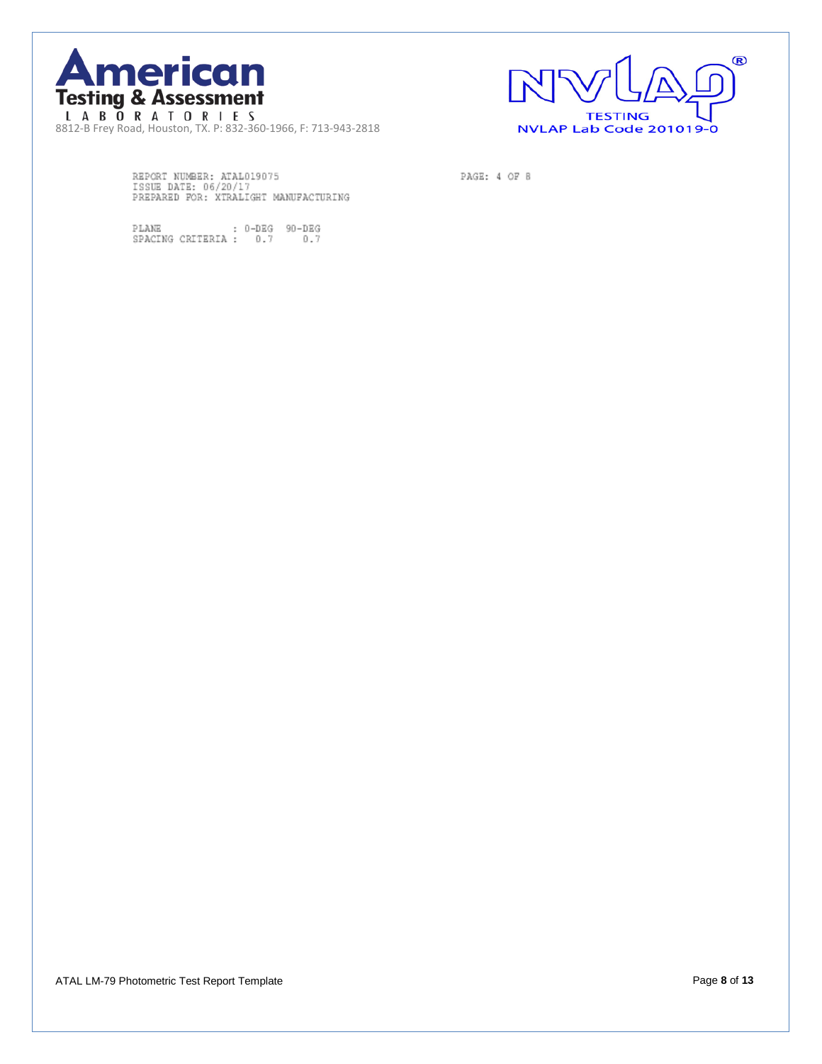**American Testing & Assessment LABORATORIES**
8812-B Frey Road, Houston, TX. P: 832-360-1966, F: 713-943-2818

NVLAP® TESTING
NVLAP Lab Code 201019-0

REPORT NUMBER: ATAL019075
ISSUE DATE: 06/20/17
PREPARED FOR: XTRALIGHT MANUFACTURING

PAGE: 4 OF 8

| PLANE | : 0-DEG | 90-DEG |
| --- | --- | --- |
| SPACING CRITERIA : | 0.7 | 0.7 |

ATAL LM-79 Photometric Test Report Template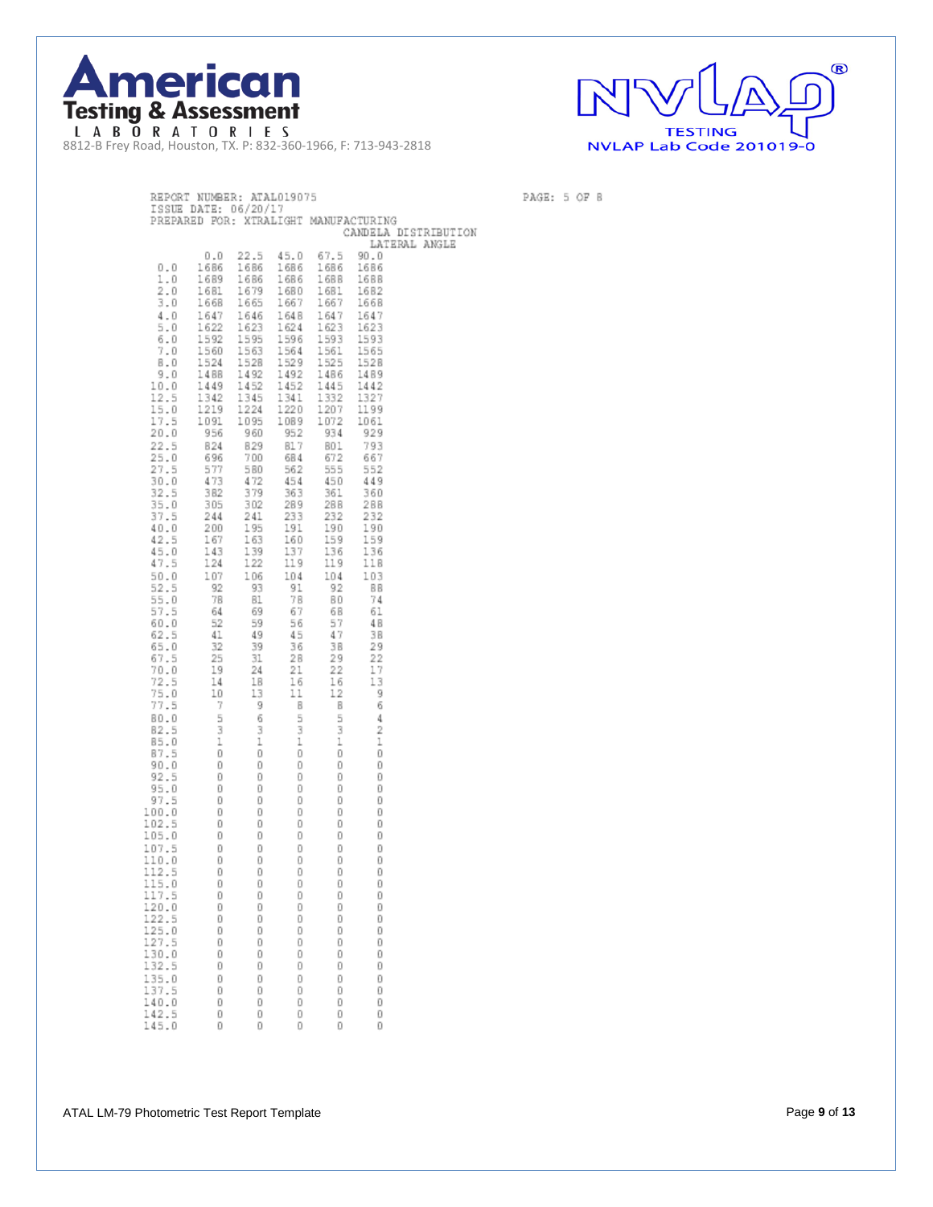**American Testing & Assessment LABORATORIES**
8812-B Frey Road, Houston, TX. P: 832-360-1966, F: 713-943-2818

NVLAP TESTING
NVLAP Lab Code 201019-0

REPORT NUMBER: ATAL019075
ISSUE DATE: 06/20/17
PREPARED FOR: XTRALIGHT MANUFACTURING

PAGE: 5 OF 8

CANDELA DISTRIBUTION

LATERAL ANGLE

| | 0.0 | 22.5 | 45.0 | 67.5 | 90.0 |
|---|---|---|---|---|---|
| 0.0 | 1686 | 1686 | 1686 | 1686 | 1686 |
| 1.0 | 1689 | 1686 | 1686 | 1688 | 1688 |
| 2.0 | 1681 | 1679 | 1680 | 1681 | 1682 |
| 3.0 | 1668 | 1665 | 1667 | 1667 | 1668 |
| 4.0 | 1647 | 1646 | 1648 | 1647 | 1647 |
| 5.0 | 1622 | 1623 | 1624 | 1623 | 1623 |
| 6.0 | 1592 | 1595 | 1596 | 1593 | 1593 |
| 7.0 | 1560 | 1563 | 1564 | 1561 | 1565 |
| 8.0 | 1524 | 1528 | 1529 | 1525 | 1528 |
| 9.0 | 1488 | 1492 | 1492 | 1486 | 1489 |
| 10.0 | 1449 | 1452 | 1452 | 1445 | 1442 |
| 12.5 | 1342 | 1345 | 1341 | 1332 | 1327 |
| 15.0 | 1219 | 1224 | 1220 | 1207 | 1199 |
| 17.5 | 1091 | 1095 | 1089 | 1072 | 1061 |
| 20.0 | 956 | 960 | 952 | 934 | 929 |
| 22.5 | 824 | 829 | 817 | 801 | 793 |
| 25.0 | 696 | 700 | 684 | 672 | 667 |
| 27.5 | 577 | 580 | 562 | 555 | 552 |
| 30.0 | 473 | 472 | 454 | 450 | 449 |
| 32.5 | 382 | 379 | 363 | 361 | 360 |
| 35.0 | 305 | 302 | 289 | 288 | 288 |
| 37.5 | 244 | 241 | 233 | 232 | 232 |
| 40.0 | 200 | 195 | 191 | 190 | 190 |
| 42.5 | 167 | 163 | 160 | 159 | 159 |
| 45.0 | 143 | 139 | 137 | 136 | 136 |
| 47.5 | 124 | 122 | 119 | 119 | 118 |
| 50.0 | 107 | 106 | 104 | 104 | 103 |
| 52.5 | 92 | 93 | 91 | 92 | 88 |
| 55.0 | 78 | 81 | 78 | 80 | 74 |
| 57.5 | 64 | 69 | 67 | 68 | 61 |
| 60.0 | 52 | 59 | 56 | 57 | 48 |
| 62.5 | 41 | 49 | 45 | 47 | 38 |
| 65.0 | 32 | 39 | 36 | 38 | 29 |
| 67.5 | 25 | 31 | 28 | 29 | 22 |
| 70.0 | 19 | 24 | 21 | 22 | 17 |
| 72.5 | 14 | 18 | 16 | 16 | 13 |
| 75.0 | 10 | 13 | 11 | 12 | 9 |
| 77.5 | 7 | 9 | 8 | 8 | 6 |
| 80.0 | 5 | 6 | 5 | 5 | 4 |
| 82.5 | 3 | 3 | 3 | 3 | 2 |
| 85.0 | 1 | 1 | 1 | 1 | 1 |
| 87.5 | 0 | 0 | 0 | 0 | 0 |
| 90.0 | 0 | 0 | 0 | 0 | 0 |
| 92.5 | 0 | 0 | 0 | 0 | 0 |
| 95.0 | 0 | 0 | 0 | 0 | 0 |
| 97.5 | 0 | 0 | 0 | 0 | 0 |
| 100.0 | 0 | 0 | 0 | 0 | 0 |
| 102.5 | 0 | 0 | 0 | 0 | 0 |
| 105.0 | 0 | 0 | 0 | 0 | 0 |
| 107.5 | 0 | 0 | 0 | 0 | 0 |
| 110.0 | 0 | 0 | 0 | 0 | 0 |
| 112.5 | 0 | 0 | 0 | 0 | 0 |
| 115.0 | 0 | 0 | 0 | 0 | 0 |
| 117.5 | 0 | 0 | 0 | 0 | 0 |
| 120.0 | 0 | 0 | 0 | 0 | 0 |
| 122.5 | 0 | 0 | 0 | 0 | 0 |
| 125.0 | 0 | 0 | 0 | 0 | 0 |
| 127.5 | 0 | 0 | 0 | 0 | 0 |
| 130.0 | 0 | 0 | 0 | 0 | 0 |
| 132.5 | 0 | 0 | 0 | 0 | 0 |
| 135.0 | 0 | 0 | 0 | 0 | 0 |
| 137.5 | 0 | 0 | 0 | 0 | 0 |
| 140.0 | 0 | 0 | 0 | 0 | 0 |
| 142.5 | 0 | 0 | 0 | 0 | 0 |
| 145.0 | 0 | 0 | 0 | 0 | 0 |

ATAL LM-79 Photometric Test Report Template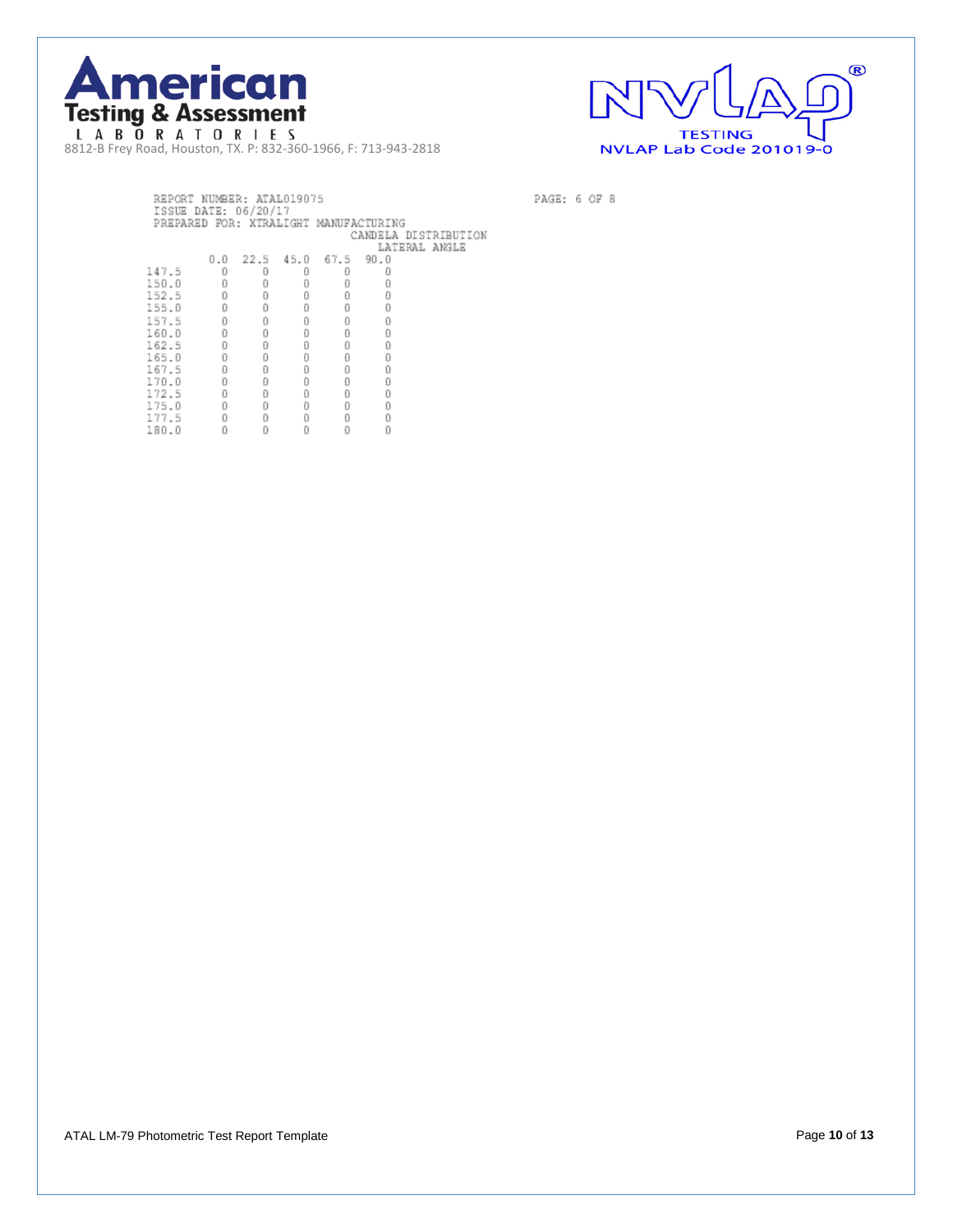**American Testing & Assessment LABORATORIES**
8812-B Frey Road, Houston, TX. P: 832-360-1966, F: 713-943-2818

NVLAP TESTING
NVLAP Lab Code 201019-0

REPORT NUMBER: ATAL019075
ISSUE DATE: 06/20/17
PREPARED FOR: XTRALIGHT MANUFACTURING

PAGE: 6 OF 8

CANDELA DISTRIBUTION

| | LATERAL ANGLE | | | | |
|---|---|---|---|---|---|
| | 0.0 | 22.5 | 45.0 | 67.5 | 90.0 |
| 147.5 | 0 | 0 | 0 | 0 | 0 |
| 150.0 | 0 | 0 | 0 | 0 | 0 |
| 152.5 | 0 | 0 | 0 | 0 | 0 |
| 155.0 | 0 | 0 | 0 | 0 | 0 |
| 157.5 | 0 | 0 | 0 | 0 | 0 |
| 160.0 | 0 | 0 | 0 | 0 | 0 |
| 162.5 | 0 | 0 | 0 | 0 | 0 |
| 165.0 | 0 | 0 | 0 | 0 | 0 |
| 167.5 | 0 | 0 | 0 | 0 | 0 |
| 170.0 | 0 | 0 | 0 | 0 | 0 |
| 172.5 | 0 | 0 | 0 | 0 | 0 |
| 175.0 | 0 | 0 | 0 | 0 | 0 |
| 177.5 | 0 | 0 | 0 | 0 | 0 |
| 180.0 | 0 | 0 | 0 | 0 | 0 |

ATAL LM-79 Photometric Test Report Template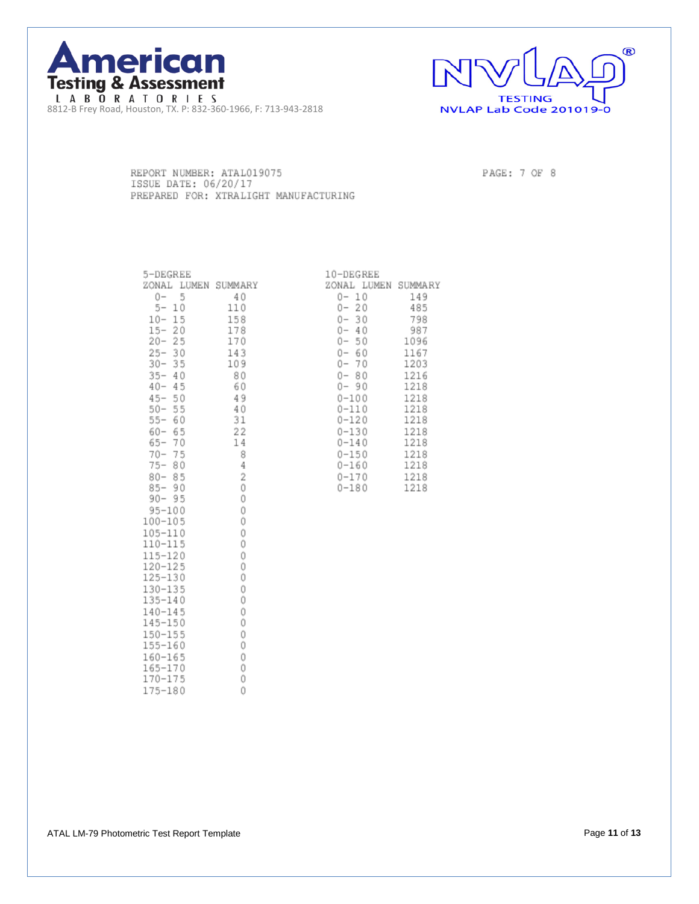REPORT NUMBER: ATAL019075
ISSUE DATE: 06/20/17
PREPARED FOR: XTRALIGHT MANUFACTURING

PAGE: 7 OF 8

5-DEGREE ZONAL LUMEN SUMMARY

| ZONAL | LUMEN SUMMARY |
|---|---|
| 0- 5 | 40 |
| 5- 10 | 110 |
| 10- 15 | 158 |
| 15- 20 | 178 |
| 20- 25 | 170 |
| 25- 30 | 143 |
| 30- 35 | 109 |
| 35- 40 | 80 |
| 40- 45 | 60 |
| 45- 50 | 49 |
| 50- 55 | 40 |
| 55- 60 | 31 |
| 60- 65 | 22 |
| 65- 70 | 14 |
| 70- 75 | 8 |
| 75- 80 | 4 |
| 80- 85 | 2 |
| 85- 90 | 0 |
| 90- 95 | 0 |
| 95-100 | 0 |
| 100-105 | 0 |
| 105-110 | 0 |
| 110-115 | 0 |
| 115-120 | 0 |
| 120-125 | 0 |
| 125-130 | 0 |
| 130-135 | 0 |
| 135-140 | 0 |
| 140-145 | 0 |
| 145-150 | 0 |
| 150-155 | 0 |
| 155-160 | 0 |
| 160-165 | 0 |
| 165-170 | 0 |
| 170-175 | 0 |
| 175-180 | 0 |

10-DEGREE ZONAL LUMEN SUMMARY

| ZONAL | LUMEN SUMMARY |
|---|---|
| 0- 10 | 149 |
| 0- 20 | 485 |
| 0- 30 | 798 |
| 0- 40 | 987 |
| 0- 50 | 1096 |
| 0- 60 | 1167 |
| 0- 70 | 1203 |
| 0- 80 | 1216 |
| 0- 90 | 1218 |
| 0-100 | 1218 |
| 0-110 | 1218 |
| 0-120 | 1218 |
| 0-130 | 1218 |
| 0-140 | 1218 |
| 0-150 | 1218 |
| 0-160 | 1218 |
| 0-170 | 1218 |
| 0-180 | 1218 |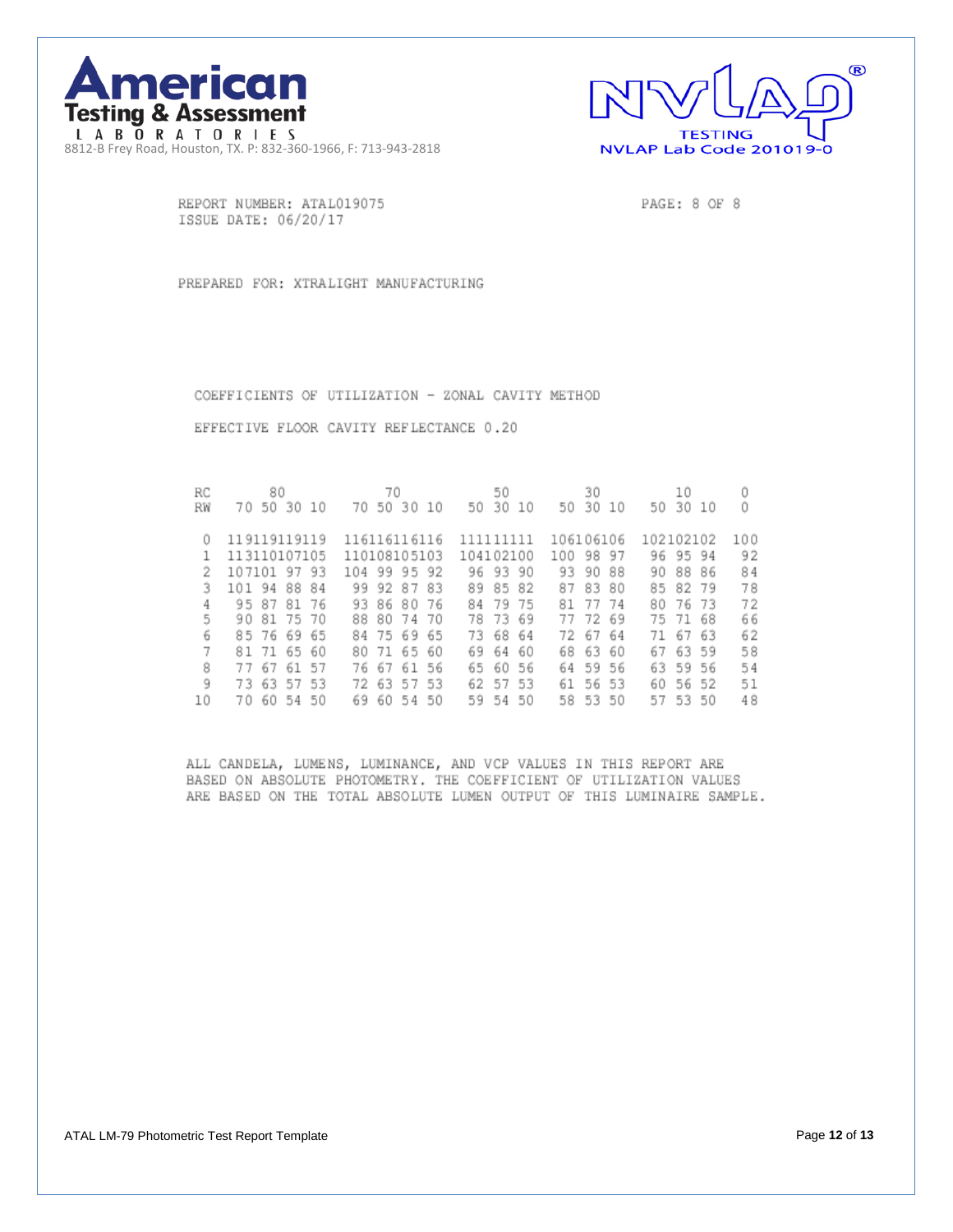**American Testing & Assessment LABORATORIES**
8812-B Frey Road, Houston, TX. P: 832-360-1966, F: 713-943-2818

NVLAP TESTING
NVLAP Lab Code 201019-0

REPORT NUMBER: ATAL019075
ISSUE DATE: 06/20/17

PAGE: 8 OF 8

PREPARED FOR: XTRALIGHT MANUFACTURING

COEFFICIENTS OF UTILIZATION - ZONAL CAVITY METHOD

EFFECTIVE FLOOR CAVITY REFLECTANCE 0.20

| RC | 80 | | | | 70 | | | | 50 | | | 30 | | | 10 | | | 0 |
|---|---|---|---|---|---|---|---|---|---|---|---|---|---|---|---|---|---|---|
| RW | 70 | 50 | 30 | 10 | 70 | 50 | 30 | 10 | 50 | 30 | 10 | 50 | 30 | 10 | 50 | 30 | 10 | 0 |
| 0 | 119 | 119 | 119 | 119 | 116 | 116 | 116 | 116 | 111 | 111 | 111 | 106 | 106 | 106 | 102 | 102 | 102 | 100 |
| 1 | 113 | 110 | 107 | 105 | 110 | 108 | 105 | 103 | 104 | 102 | 100 | 100 | 98 | 97 | 96 | 95 | 94 | 92 |
| 2 | 107 | 101 | 97 | 93 | 104 | 99 | 95 | 92 | 96 | 93 | 90 | 93 | 90 | 88 | 90 | 88 | 86 | 84 |
| 3 | 101 | 94 | 88 | 84 | 99 | 92 | 87 | 83 | 89 | 85 | 82 | 87 | 83 | 80 | 85 | 82 | 79 | 78 |
| 4 | 95 | 87 | 81 | 76 | 93 | 86 | 80 | 76 | 84 | 79 | 75 | 81 | 77 | 74 | 80 | 76 | 73 | 72 |
| 5 | 90 | 81 | 75 | 70 | 88 | 80 | 74 | 70 | 78 | 73 | 69 | 77 | 72 | 69 | 75 | 71 | 68 | 66 |
| 6 | 85 | 76 | 69 | 65 | 84 | 75 | 69 | 65 | 73 | 68 | 64 | 72 | 67 | 64 | 71 | 67 | 63 | 62 |
| 7 | 81 | 71 | 65 | 60 | 80 | 71 | 65 | 60 | 69 | 64 | 60 | 68 | 63 | 60 | 67 | 63 | 59 | 58 |
| 8 | 77 | 67 | 61 | 57 | 76 | 67 | 61 | 56 | 65 | 60 | 56 | 64 | 59 | 56 | 63 | 59 | 56 | 54 |
| 9 | 73 | 63 | 57 | 53 | 72 | 63 | 57 | 53 | 62 | 57 | 53 | 61 | 56 | 53 | 60 | 56 | 52 | 51 |
| 10 | 70 | 60 | 54 | 50 | 69 | 60 | 54 | 50 | 59 | 54 | 50 | 58 | 53 | 50 | 57 | 53 | 50 | 48 |

ALL CANDELA, LUMENS, LUMINANCE, AND VCP VALUES IN THIS REPORT ARE BASED ON ABSOLUTE PHOTOMETRY. THE COEFFICIENT OF UTILIZATION VALUES ARE BASED ON THE TOTAL ABSOLUTE LUMEN OUTPUT OF THIS LUMINAIRE SAMPLE.

ATAL LM-79 Photometric Test Report Template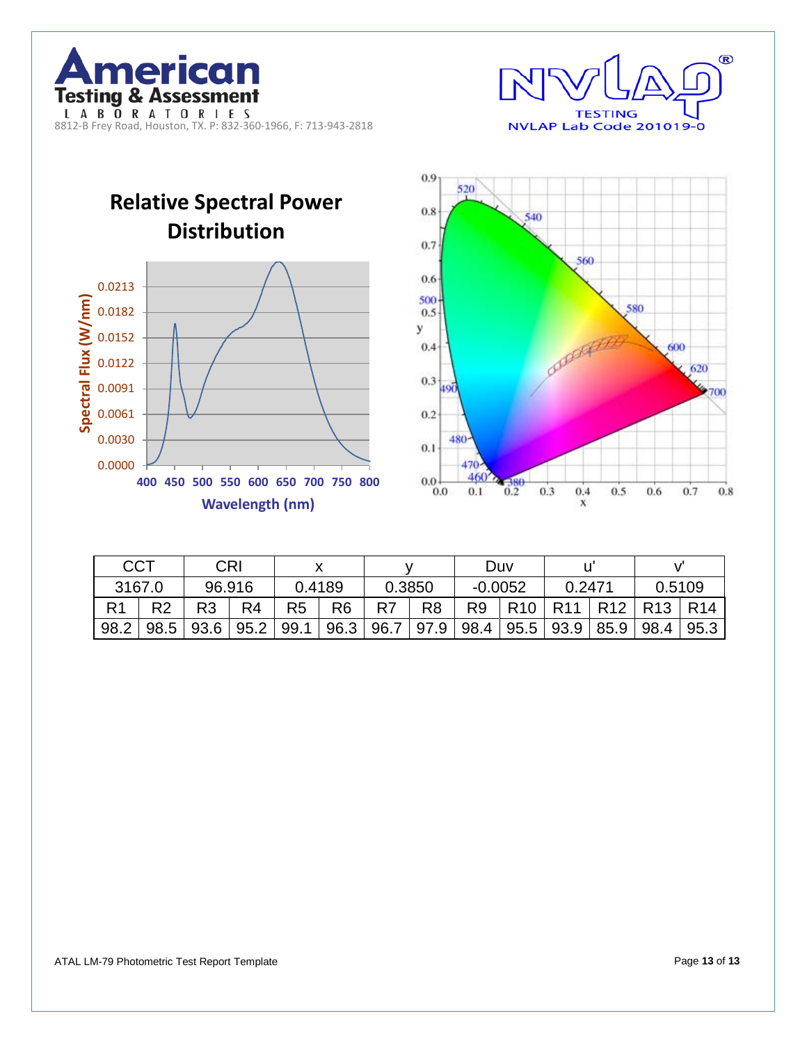**American Testing & Assessment LABORATORIES**

8812-B Frey Road, Houston, TX. P: 832-360-1966, F: 713-943-2818

NVLAP® TESTING
NVLAP Lab Code 201019-0

## Relative Spectral Power Distribution

Spectral Flux (W/nm)

0.0213
0.0182
0.0152
0.0122
0.0091
0.0061
0.0030
0.0000

400 450 500 550 600 650 700 750 800

Wavelength (nm)

0.9
0.8
0.7
0.6
0.5
0.4
0.3
0.2
0.1
0.0
y

0.0 0.1 0.2 0.3 0.4 0.5 0.6 0.7 0.8
x

520 540 560 580 600 620 700 500 490 480 470 460 380

| CCT | | CRI | | x | | y | | Duv | | u' | | v' | |
|---|---|---|---|---|---|---|---|---|---|---|---|---|---|
| 3167.0 | | 96.916 | | 0.4189 | | 0.3850 | | -0.0052 | | 0.2471 | | 0.5109 | |
| R1 | R2 | R3 | R4 | R5 | R6 | R7 | R8 | R9 | R10 | R11 | R12 | R13 | R14 |
| 98.2 | 98.5 | 93.6 | 95.2 | 99.1 | 96.3 | 96.7 | 97.9 | 98.4 | 95.5 | 93.9 | 85.9 | 98.4 | 95.3 |

ATAL LM-79 Photometric Test Report Template